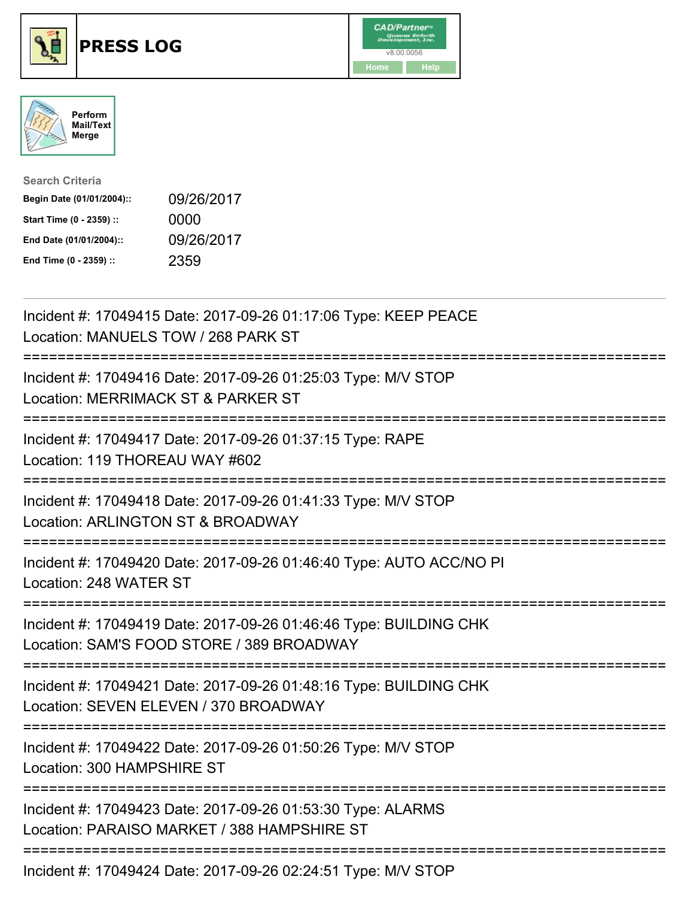# PRESS LOG

CAD/Partner
v8.00.0056
Home Help

Perform Mail/Text Merge

**Search Criteria**

| | |
|---|---|
| **Begin Date (01/01/2004)::** | 09/26/2017 |
| **Start Time (0 - 2359) ::** | 0000 |
| **End Date (01/01/2004)::** | 09/26/2017 |
| **End Time (0 - 2359) ::** | 2359 |

---

Incident #: 17049415 Date: 2017-09-26 01:17:06 Type: KEEP PEACE
Location: MANUELS TOW / 268 PARK ST

===========================================================================

Incident #: 17049416 Date: 2017-09-26 01:25:03 Type: M/V STOP
Location: MERRIMACK ST & PARKER ST

===========================================================================

Incident #: 17049417 Date: 2017-09-26 01:37:15 Type: RAPE
Location: 119 THOREAU WAY #602

===========================================================================

Incident #: 17049418 Date: 2017-09-26 01:41:33 Type: M/V STOP
Location: ARLINGTON ST & BROADWAY

===========================================================================

Incident #: 17049420 Date: 2017-09-26 01:46:40 Type: AUTO ACC/NO PI
Location: 248 WATER ST

===========================================================================

Incident #: 17049419 Date: 2017-09-26 01:46:46 Type: BUILDING CHK
Location: SAM'S FOOD STORE / 389 BROADWAY

===========================================================================

Incident #: 17049421 Date: 2017-09-26 01:48:16 Type: BUILDING CHK
Location: SEVEN ELEVEN / 370 BROADWAY

===========================================================================

Incident #: 17049422 Date: 2017-09-26 01:50:26 Type: M/V STOP
Location: 300 HAMPSHIRE ST

===========================================================================

Incident #: 17049423 Date: 2017-09-26 01:53:30 Type: ALARMS
Location: PARAISO MARKET / 388 HAMPSHIRE ST

===========================================================================

Incident #: 17049424 Date: 2017-09-26 02:24:51 Type: M/V STOP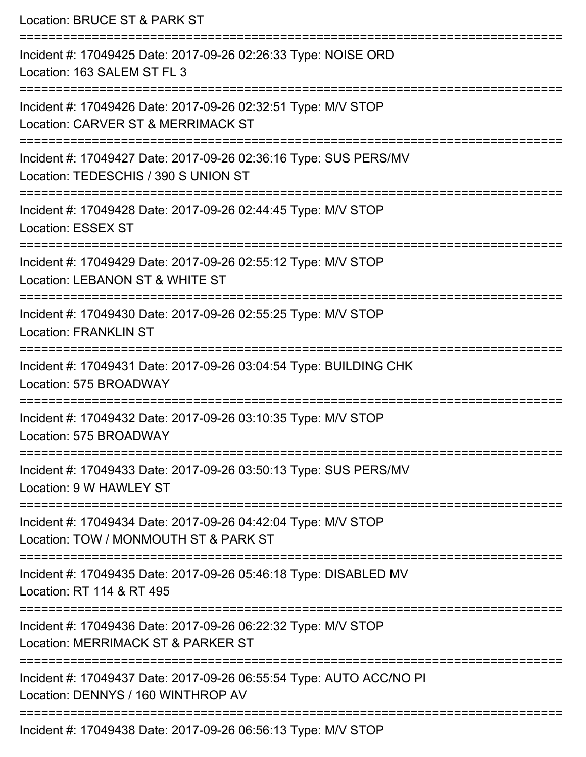Location: BRUCE ST & PARK ST

===========================================================================

Incident #: 17049425 Date: 2017-09-26 02:26:33 Type: NOISE ORD
Location: 163 SALEM ST FL 3

===========================================================================

Incident #: 17049426 Date: 2017-09-26 02:32:51 Type: M/V STOP
Location: CARVER ST & MERRIMACK ST

===========================================================================

Incident #: 17049427 Date: 2017-09-26 02:36:16 Type: SUS PERS/MV
Location: TEDESCHIS / 390 S UNION ST

===========================================================================

Incident #: 17049428 Date: 2017-09-26 02:44:45 Type: M/V STOP
Location: ESSEX ST

===========================================================================

Incident #: 17049429 Date: 2017-09-26 02:55:12 Type: M/V STOP
Location: LEBANON ST & WHITE ST

===========================================================================

Incident #: 17049430 Date: 2017-09-26 02:55:25 Type: M/V STOP
Location: FRANKLIN ST

===========================================================================

Incident #: 17049431 Date: 2017-09-26 03:04:54 Type: BUILDING CHK
Location: 575 BROADWAY

===========================================================================

Incident #: 17049432 Date: 2017-09-26 03:10:35 Type: M/V STOP
Location: 575 BROADWAY

===========================================================================

Incident #: 17049433 Date: 2017-09-26 03:50:13 Type: SUS PERS/MV
Location: 9 W HAWLEY ST

===========================================================================

Incident #: 17049434 Date: 2017-09-26 04:42:04 Type: M/V STOP
Location: TOW / MONMOUTH ST & PARK ST

===========================================================================

Incident #: 17049435 Date: 2017-09-26 05:46:18 Type: DISABLED MV
Location: RT 114 & RT 495

===========================================================================

Incident #: 17049436 Date: 2017-09-26 06:22:32 Type: M/V STOP
Location: MERRIMACK ST & PARKER ST

===========================================================================

Incident #: 17049437 Date: 2017-09-26 06:55:54 Type: AUTO ACC/NO PI
Location: DENNYS / 160 WINTHROP AV

===========================================================================

Incident #: 17049438 Date: 2017-09-26 06:56:13 Type: M/V STOP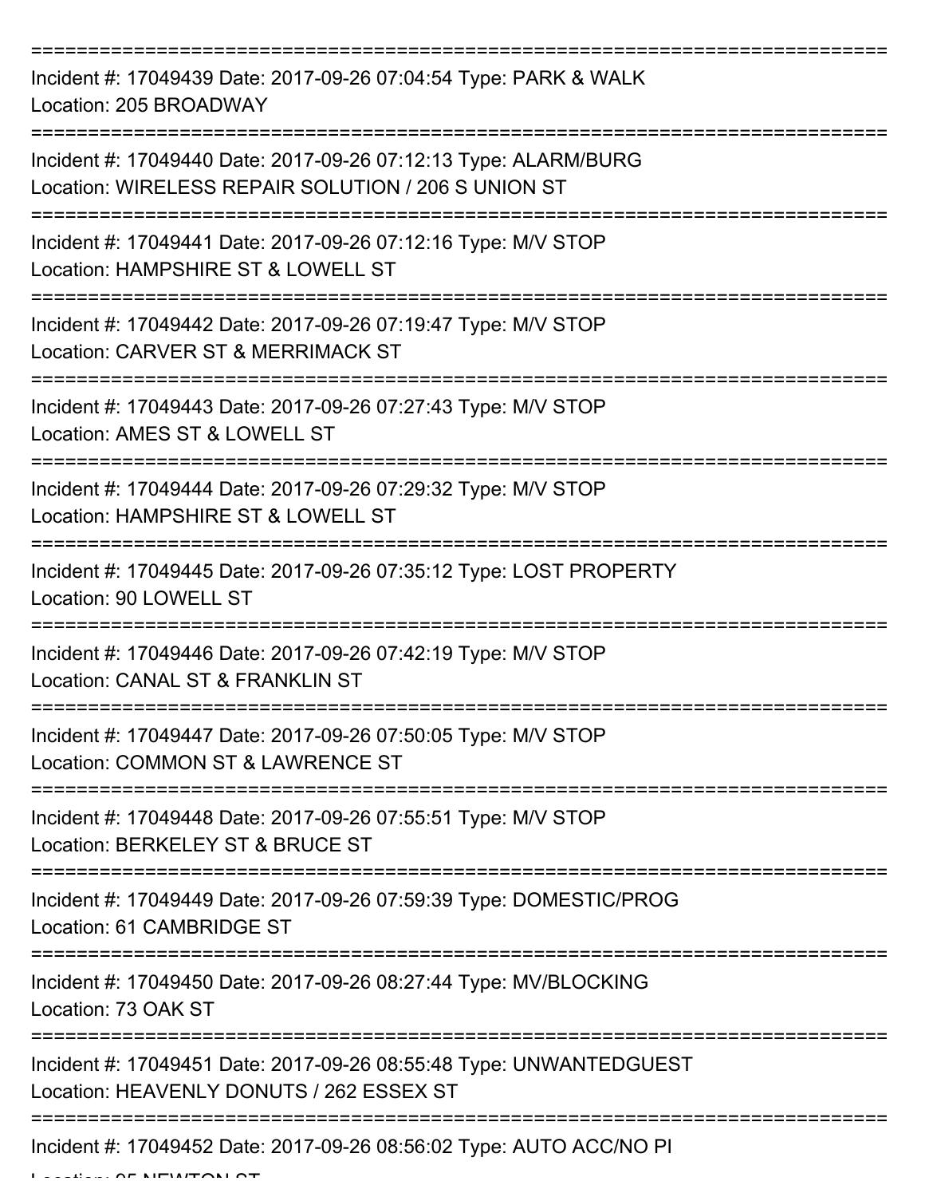===========================================================================

Incident #: 17049439 Date: 2017-09-26 07:04:54 Type: PARK & WALK
Location: 205 BROADWAY

===========================================================================

Incident #: 17049440 Date: 2017-09-26 07:12:13 Type: ALARM/BURG
Location: WIRELESS REPAIR SOLUTION / 206 S UNION ST

===========================================================================

Incident #: 17049441 Date: 2017-09-26 07:12:16 Type: M/V STOP
Location: HAMPSHIRE ST & LOWELL ST

===========================================================================

Incident #: 17049442 Date: 2017-09-26 07:19:47 Type: M/V STOP
Location: CARVER ST & MERRIMACK ST

===========================================================================

Incident #: 17049443 Date: 2017-09-26 07:27:43 Type: M/V STOP
Location: AMES ST & LOWELL ST

===========================================================================

Incident #: 17049444 Date: 2017-09-26 07:29:32 Type: M/V STOP
Location: HAMPSHIRE ST & LOWELL ST

===========================================================================

Incident #: 17049445 Date: 2017-09-26 07:35:12 Type: LOST PROPERTY
Location: 90 LOWELL ST

===========================================================================

Incident #: 17049446 Date: 2017-09-26 07:42:19 Type: M/V STOP
Location: CANAL ST & FRANKLIN ST

===========================================================================

Incident #: 17049447 Date: 2017-09-26 07:50:05 Type: M/V STOP
Location: COMMON ST & LAWRENCE ST

===========================================================================

Incident #: 17049448 Date: 2017-09-26 07:55:51 Type: M/V STOP
Location: BERKELEY ST & BRUCE ST

===========================================================================

Incident #: 17049449 Date: 2017-09-26 07:59:39 Type: DOMESTIC/PROG
Location: 61 CAMBRIDGE ST

===========================================================================

Incident #: 17049450 Date: 2017-09-26 08:27:44 Type: MV/BLOCKING
Location: 73 OAK ST

===========================================================================

Incident #: 17049451 Date: 2017-09-26 08:55:48 Type: UNWANTEDGUEST
Location: HEAVENLY DONUTS / 262 ESSEX ST

===========================================================================

Incident #: 17049452 Date: 2017-09-26 08:56:02 Type: AUTO ACC/NO PI
Location: 25 NEWTON ST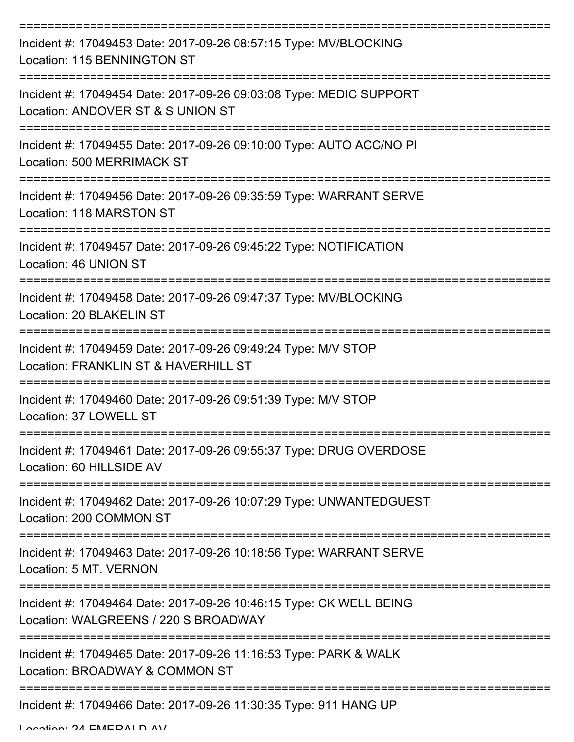===========================================================================
Incident #: 17049453 Date: 2017-09-26 08:57:15 Type: MV/BLOCKING
Location: 115 BENNINGTON ST
===========================================================================
Incident #: 17049454 Date: 2017-09-26 09:03:08 Type: MEDIC SUPPORT
Location: ANDOVER ST & S UNION ST
===========================================================================
Incident #: 17049455 Date: 2017-09-26 09:10:00 Type: AUTO ACC/NO PI
Location: 500 MERRIMACK ST
===========================================================================
Incident #: 17049456 Date: 2017-09-26 09:35:59 Type: WARRANT SERVE
Location: 118 MARSTON ST
===========================================================================
Incident #: 17049457 Date: 2017-09-26 09:45:22 Type: NOTIFICATION
Location: 46 UNION ST
===========================================================================
Incident #: 17049458 Date: 2017-09-26 09:47:37 Type: MV/BLOCKING
Location: 20 BLAKELIN ST
===========================================================================
Incident #: 17049459 Date: 2017-09-26 09:49:24 Type: M/V STOP
Location: FRANKLIN ST & HAVERHILL ST
===========================================================================
Incident #: 17049460 Date: 2017-09-26 09:51:39 Type: M/V STOP
Location: 37 LOWELL ST
===========================================================================
Incident #: 17049461 Date: 2017-09-26 09:55:37 Type: DRUG OVERDOSE
Location: 60 HILLSIDE AV
===========================================================================
Incident #: 17049462 Date: 2017-09-26 10:07:29 Type: UNWANTEDGUEST
Location: 200 COMMON ST
===========================================================================
Incident #: 17049463 Date: 2017-09-26 10:18:56 Type: WARRANT SERVE
Location: 5 MT. VERNON
===========================================================================
Incident #: 17049464 Date: 2017-09-26 10:46:15 Type: CK WELL BEING
Location: WALGREENS / 220 S BROADWAY
===========================================================================
Incident #: 17049465 Date: 2017-09-26 11:16:53 Type: PARK & WALK
Location: BROADWAY & COMMON ST
===========================================================================
Incident #: 17049466 Date: 2017-09-26 11:30:35 Type: 911 HANG UP
Location: 24 EMERALD AV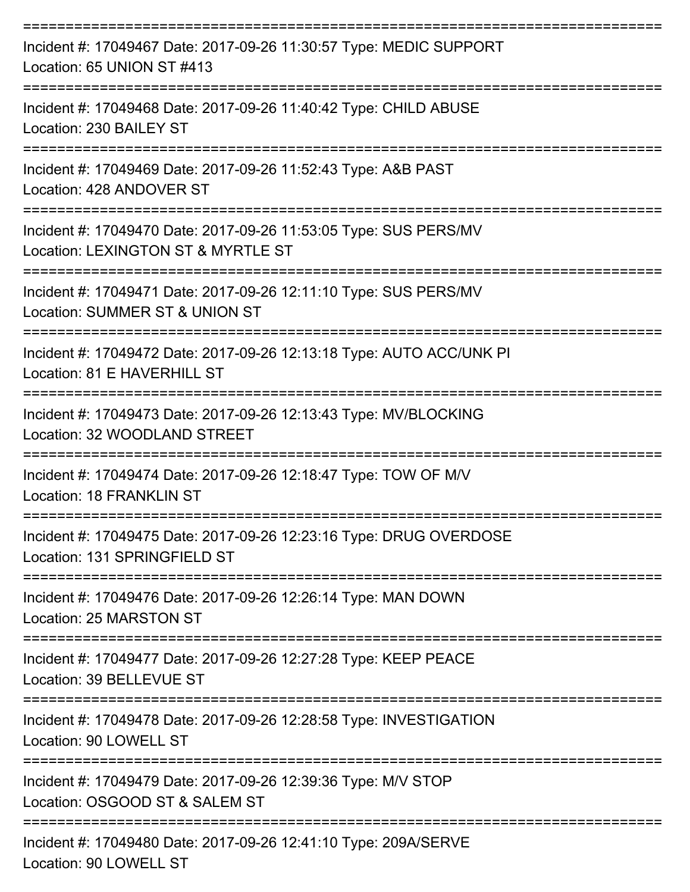===========================================================================

Incident #: 17049467 Date: 2017-09-26 11:30:57 Type: MEDIC SUPPORT
Location: 65 UNION ST #413

===========================================================================

Incident #: 17049468 Date: 2017-09-26 11:40:42 Type: CHILD ABUSE
Location: 230 BAILEY ST

===========================================================================

Incident #: 17049469 Date: 2017-09-26 11:52:43 Type: A&B PAST
Location: 428 ANDOVER ST

===========================================================================

Incident #: 17049470 Date: 2017-09-26 11:53:05 Type: SUS PERS/MV
Location: LEXINGTON ST & MYRTLE ST

===========================================================================

Incident #: 17049471 Date: 2017-09-26 12:11:10 Type: SUS PERS/MV
Location: SUMMER ST & UNION ST

===========================================================================

Incident #: 17049472 Date: 2017-09-26 12:13:18 Type: AUTO ACC/UNK PI
Location: 81 E HAVERHILL ST

===========================================================================

Incident #: 17049473 Date: 2017-09-26 12:13:43 Type: MV/BLOCKING
Location: 32 WOODLAND STREET

===========================================================================

Incident #: 17049474 Date: 2017-09-26 12:18:47 Type: TOW OF M/V
Location: 18 FRANKLIN ST

===========================================================================

Incident #: 17049475 Date: 2017-09-26 12:23:16 Type: DRUG OVERDOSE
Location: 131 SPRINGFIELD ST

===========================================================================

Incident #: 17049476 Date: 2017-09-26 12:26:14 Type: MAN DOWN
Location: 25 MARSTON ST

===========================================================================

Incident #: 17049477 Date: 2017-09-26 12:27:28 Type: KEEP PEACE
Location: 39 BELLEVUE ST

===========================================================================

Incident #: 17049478 Date: 2017-09-26 12:28:58 Type: INVESTIGATION
Location: 90 LOWELL ST

===========================================================================

Incident #: 17049479 Date: 2017-09-26 12:39:36 Type: M/V STOP
Location: OSGOOD ST & SALEM ST

===========================================================================

Incident #: 17049480 Date: 2017-09-26 12:41:10 Type: 209A/SERVE
Location: 90 LOWELL ST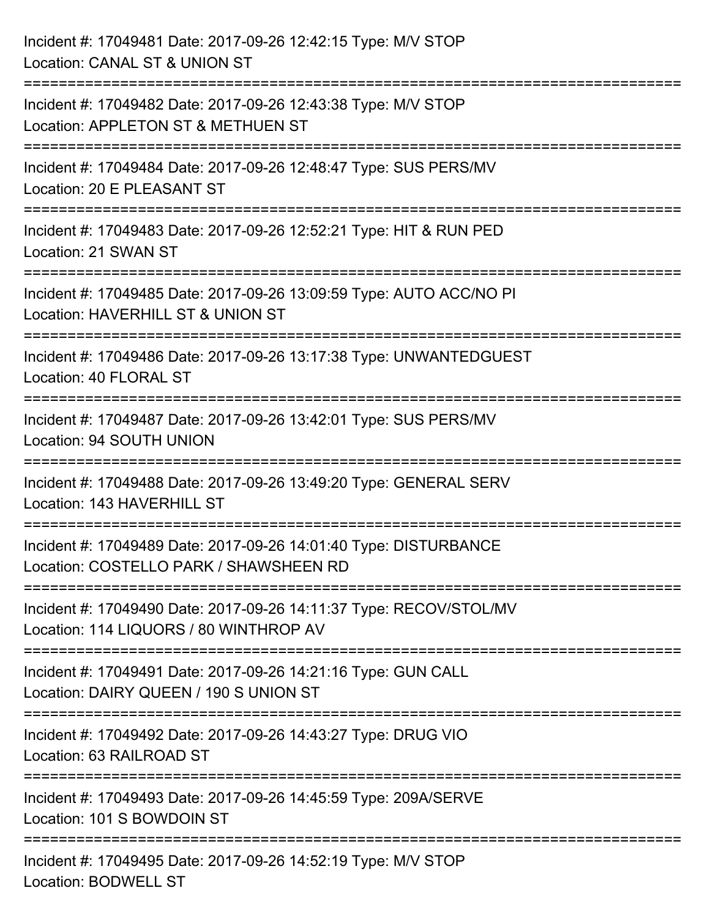Incident #: 17049481 Date: 2017-09-26 12:42:15 Type: M/V STOP
Location: CANAL ST & UNION ST

===========================================================================

Incident #: 17049482 Date: 2017-09-26 12:43:38 Type: M/V STOP
Location: APPLETON ST & METHUEN ST

===========================================================================

Incident #: 17049484 Date: 2017-09-26 12:48:47 Type: SUS PERS/MV
Location: 20 E PLEASANT ST

===========================================================================

Incident #: 17049483 Date: 2017-09-26 12:52:21 Type: HIT & RUN PED
Location: 21 SWAN ST

===========================================================================

Incident #: 17049485 Date: 2017-09-26 13:09:59 Type: AUTO ACC/NO PI
Location: HAVERHILL ST & UNION ST

===========================================================================

Incident #: 17049486 Date: 2017-09-26 13:17:38 Type: UNWANTEDGUEST
Location: 40 FLORAL ST

===========================================================================

Incident #: 17049487 Date: 2017-09-26 13:42:01 Type: SUS PERS/MV
Location: 94 SOUTH UNION

===========================================================================

Incident #: 17049488 Date: 2017-09-26 13:49:20 Type: GENERAL SERV
Location: 143 HAVERHILL ST

===========================================================================

Incident #: 17049489 Date: 2017-09-26 14:01:40 Type: DISTURBANCE
Location: COSTELLO PARK / SHAWSHEEN RD

===========================================================================

Incident #: 17049490 Date: 2017-09-26 14:11:37 Type: RECOV/STOL/MV
Location: 114 LIQUORS / 80 WINTHROP AV

===========================================================================

Incident #: 17049491 Date: 2017-09-26 14:21:16 Type: GUN CALL
Location: DAIRY QUEEN / 190 S UNION ST

===========================================================================

Incident #: 17049492 Date: 2017-09-26 14:43:27 Type: DRUG VIO
Location: 63 RAILROAD ST

===========================================================================

Incident #: 17049493 Date: 2017-09-26 14:45:59 Type: 209A/SERVE
Location: 101 S BOWDOIN ST

===========================================================================

Incident #: 17049495 Date: 2017-09-26 14:52:19 Type: M/V STOP
Location: BODWELL ST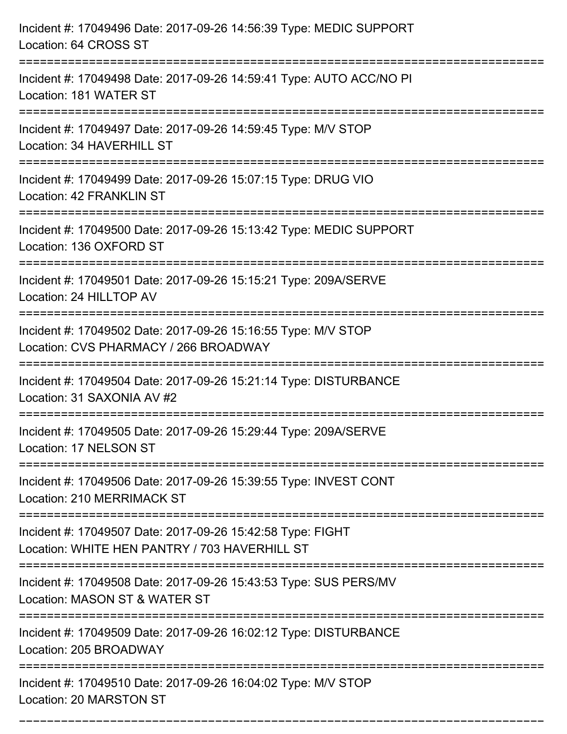Incident #: 17049496 Date: 2017-09-26 14:56:39 Type: MEDIC SUPPORT
Location: 64 CROSS ST

===========================================================================

Incident #: 17049498 Date: 2017-09-26 14:59:41 Type: AUTO ACC/NO PI
Location: 181 WATER ST

===========================================================================

Incident #: 17049497 Date: 2017-09-26 14:59:45 Type: M/V STOP
Location: 34 HAVERHILL ST

===========================================================================

Incident #: 17049499 Date: 2017-09-26 15:07:15 Type: DRUG VIO
Location: 42 FRANKLIN ST

===========================================================================

Incident #: 17049500 Date: 2017-09-26 15:13:42 Type: MEDIC SUPPORT
Location: 136 OXFORD ST

===========================================================================

Incident #: 17049501 Date: 2017-09-26 15:15:21 Type: 209A/SERVE
Location: 24 HILLTOP AV

===========================================================================

Incident #: 17049502 Date: 2017-09-26 15:16:55 Type: M/V STOP
Location: CVS PHARMACY / 266 BROADWAY

===========================================================================

Incident #: 17049504 Date: 2017-09-26 15:21:14 Type: DISTURBANCE
Location: 31 SAXONIA AV #2

===========================================================================

Incident #: 17049505 Date: 2017-09-26 15:29:44 Type: 209A/SERVE
Location: 17 NELSON ST

===========================================================================

Incident #: 17049506 Date: 2017-09-26 15:39:55 Type: INVEST CONT
Location: 210 MERRIMACK ST

===========================================================================

Incident #: 17049507 Date: 2017-09-26 15:42:58 Type: FIGHT
Location: WHITE HEN PANTRY / 703 HAVERHILL ST

===========================================================================

Incident #: 17049508 Date: 2017-09-26 15:43:53 Type: SUS PERS/MV
Location: MASON ST & WATER ST

===========================================================================

Incident #: 17049509 Date: 2017-09-26 16:02:12 Type: DISTURBANCE
Location: 205 BROADWAY

===========================================================================

Incident #: 17049510 Date: 2017-09-26 16:04:02 Type: M/V STOP
Location: 20 MARSTON ST

===========================================================================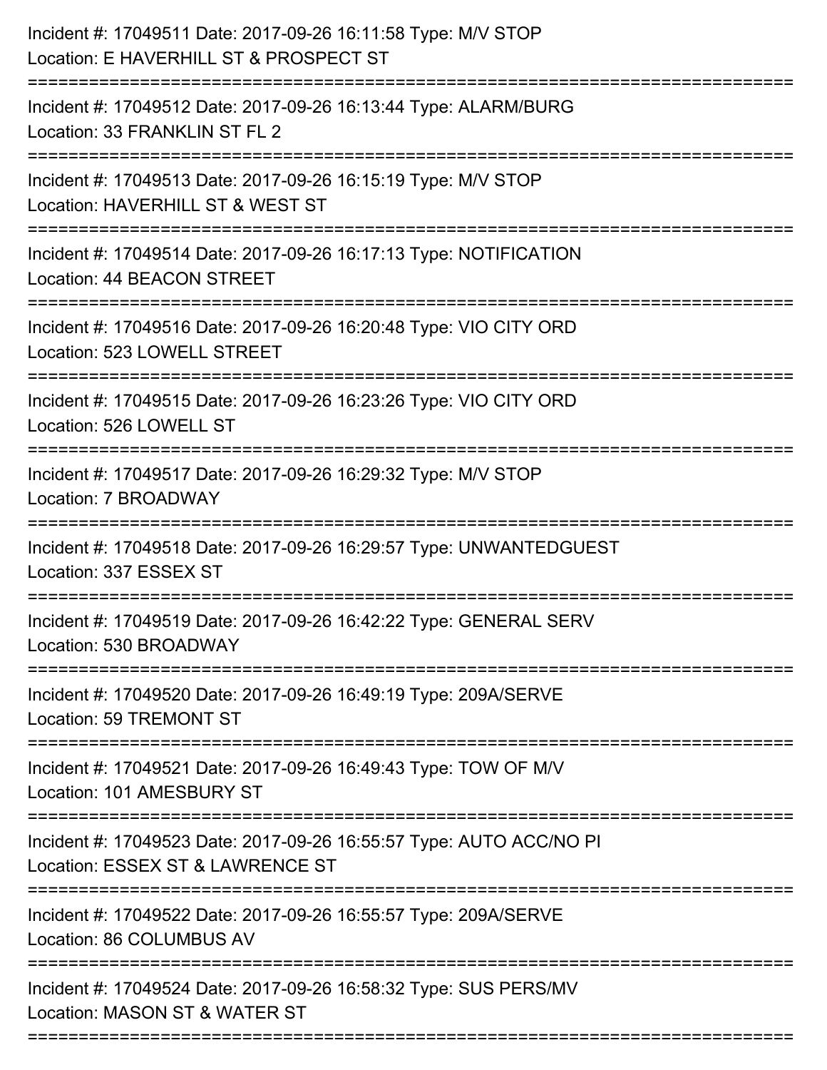Incident #: 17049511 Date: 2017-09-26 16:11:58 Type: M/V STOP
Location: E HAVERHILL ST & PROSPECT ST

===========================================================================

Incident #: 17049512 Date: 2017-09-26 16:13:44 Type: ALARM/BURG
Location: 33 FRANKLIN ST FL 2

===========================================================================

Incident #: 17049513 Date: 2017-09-26 16:15:19 Type: M/V STOP
Location: HAVERHILL ST & WEST ST

===========================================================================

Incident #: 17049514 Date: 2017-09-26 16:17:13 Type: NOTIFICATION
Location: 44 BEACON STREET

===========================================================================

Incident #: 17049516 Date: 2017-09-26 16:20:48 Type: VIO CITY ORD
Location: 523 LOWELL STREET

===========================================================================

Incident #: 17049515 Date: 2017-09-26 16:23:26 Type: VIO CITY ORD
Location: 526 LOWELL ST

===========================================================================

Incident #: 17049517 Date: 2017-09-26 16:29:32 Type: M/V STOP
Location: 7 BROADWAY

===========================================================================

Incident #: 17049518 Date: 2017-09-26 16:29:57 Type: UNWANTEDGUEST
Location: 337 ESSEX ST

===========================================================================

Incident #: 17049519 Date: 2017-09-26 16:42:22 Type: GENERAL SERV
Location: 530 BROADWAY

===========================================================================

Incident #: 17049520 Date: 2017-09-26 16:49:19 Type: 209A/SERVE
Location: 59 TREMONT ST

===========================================================================

Incident #: 17049521 Date: 2017-09-26 16:49:43 Type: TOW OF M/V
Location: 101 AMESBURY ST

===========================================================================

Incident #: 17049523 Date: 2017-09-26 16:55:57 Type: AUTO ACC/NO PI
Location: ESSEX ST & LAWRENCE ST

===========================================================================

Incident #: 17049522 Date: 2017-09-26 16:55:57 Type: 209A/SERVE
Location: 86 COLUMBUS AV

===========================================================================

Incident #: 17049524 Date: 2017-09-26 16:58:32 Type: SUS PERS/MV
Location: MASON ST & WATER ST

===========================================================================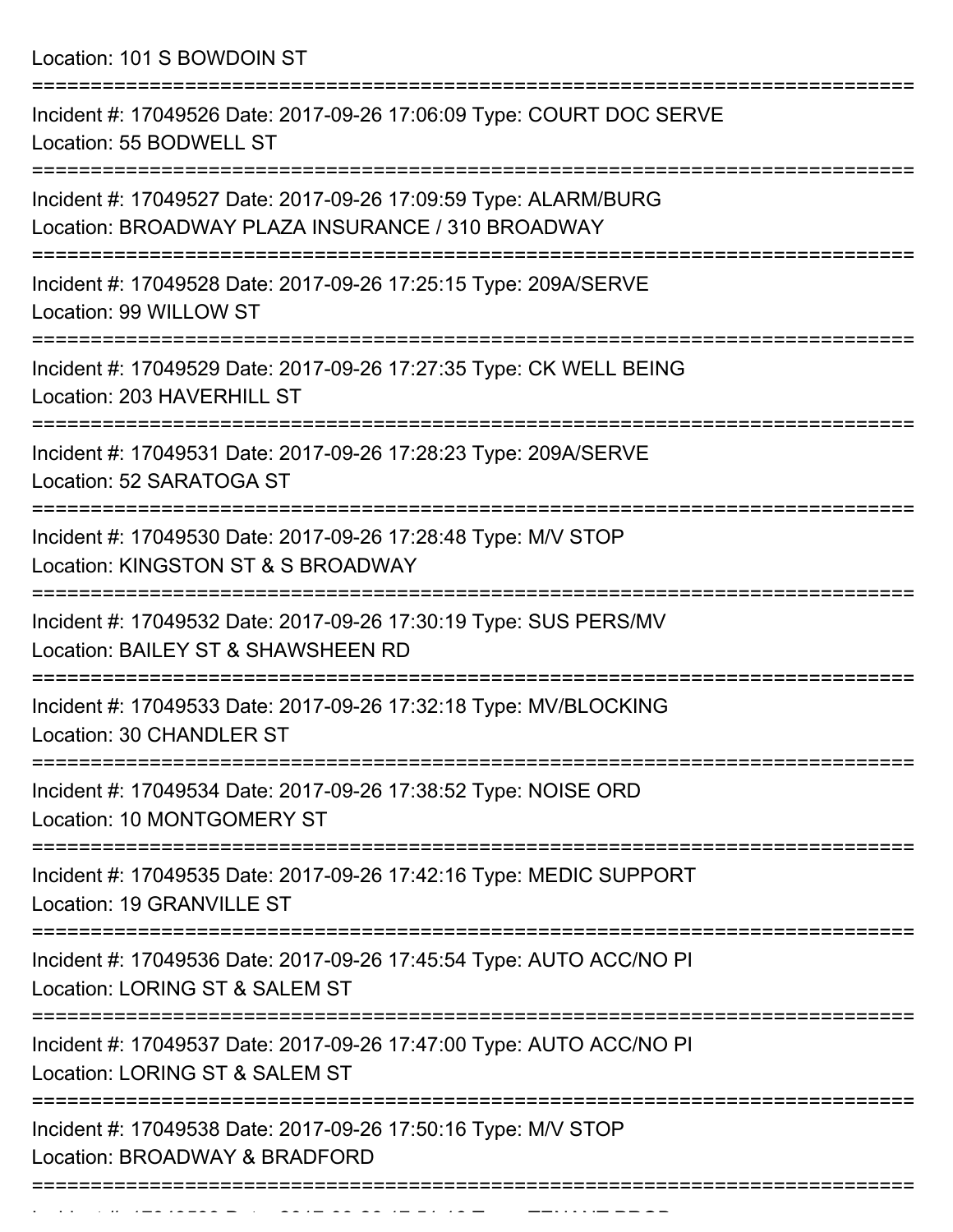Location: 101 S BOWDOIN ST

===========================================================================

Incident #: 17049526 Date: 2017-09-26 17:06:09 Type: COURT DOC SERVE
Location: 55 BODWELL ST

===========================================================================

Incident #: 17049527 Date: 2017-09-26 17:09:59 Type: ALARM/BURG
Location: BROADWAY PLAZA INSURANCE / 310 BROADWAY

===========================================================================

Incident #: 17049528 Date: 2017-09-26 17:25:15 Type: 209A/SERVE
Location: 99 WILLOW ST

===========================================================================

Incident #: 17049529 Date: 2017-09-26 17:27:35 Type: CK WELL BEING
Location: 203 HAVERHILL ST

===========================================================================

Incident #: 17049531 Date: 2017-09-26 17:28:23 Type: 209A/SERVE
Location: 52 SARATOGA ST

===========================================================================

Incident #: 17049530 Date: 2017-09-26 17:28:48 Type: M/V STOP
Location: KINGSTON ST & S BROADWAY

===========================================================================

Incident #: 17049532 Date: 2017-09-26 17:30:19 Type: SUS PERS/MV
Location: BAILEY ST & SHAWSHEEN RD

===========================================================================

Incident #: 17049533 Date: 2017-09-26 17:32:18 Type: MV/BLOCKING
Location: 30 CHANDLER ST

===========================================================================

Incident #: 17049534 Date: 2017-09-26 17:38:52 Type: NOISE ORD
Location: 10 MONTGOMERY ST

===========================================================================

Incident #: 17049535 Date: 2017-09-26 17:42:16 Type: MEDIC SUPPORT
Location: 19 GRANVILLE ST

===========================================================================

Incident #: 17049536 Date: 2017-09-26 17:45:54 Type: AUTO ACC/NO PI
Location: LORING ST & SALEM ST

===========================================================================

Incident #: 17049537 Date: 2017-09-26 17:47:00 Type: AUTO ACC/NO PI
Location: LORING ST & SALEM ST

===========================================================================

Incident #: 17049538 Date: 2017-09-26 17:50:16 Type: M/V STOP
Location: BROADWAY & BRADFORD

===========================================================================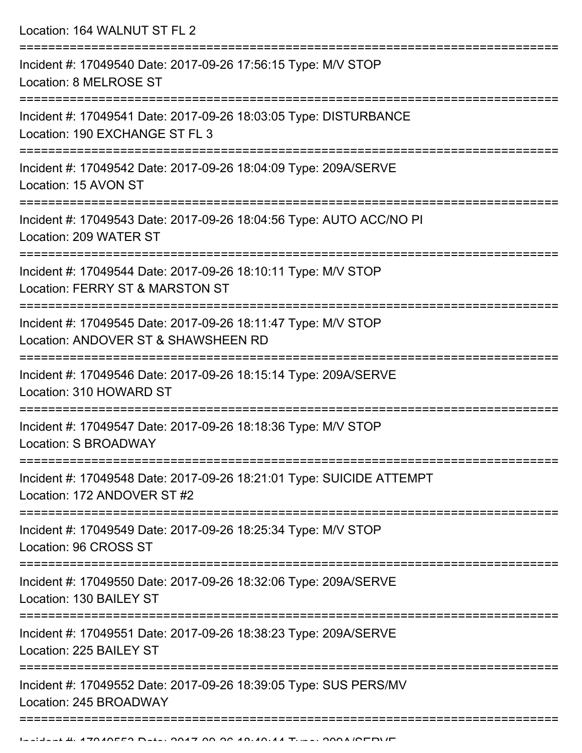Location: 164 WALNUT ST FL 2

===========================================================================

Incident #: 17049540 Date: 2017-09-26 17:56:15 Type: M/V STOP
Location: 8 MELROSE ST

===========================================================================

Incident #: 17049541 Date: 2017-09-26 18:03:05 Type: DISTURBANCE
Location: 190 EXCHANGE ST FL 3

===========================================================================

Incident #: 17049542 Date: 2017-09-26 18:04:09 Type: 209A/SERVE
Location: 15 AVON ST

===========================================================================

Incident #: 17049543 Date: 2017-09-26 18:04:56 Type: AUTO ACC/NO PI
Location: 209 WATER ST

===========================================================================

Incident #: 17049544 Date: 2017-09-26 18:10:11 Type: M/V STOP
Location: FERRY ST & MARSTON ST

===========================================================================

Incident #: 17049545 Date: 2017-09-26 18:11:47 Type: M/V STOP
Location: ANDOVER ST & SHAWSHEEN RD

===========================================================================

Incident #: 17049546 Date: 2017-09-26 18:15:14 Type: 209A/SERVE
Location: 310 HOWARD ST

===========================================================================

Incident #: 17049547 Date: 2017-09-26 18:18:36 Type: M/V STOP
Location: S BROADWAY

===========================================================================

Incident #: 17049548 Date: 2017-09-26 18:21:01 Type: SUICIDE ATTEMPT
Location: 172 ANDOVER ST #2

===========================================================================

Incident #: 17049549 Date: 2017-09-26 18:25:34 Type: M/V STOP
Location: 96 CROSS ST

===========================================================================

Incident #: 17049550 Date: 2017-09-26 18:32:06 Type: 209A/SERVE
Location: 130 BAILEY ST

===========================================================================

Incident #: 17049551 Date: 2017-09-26 18:38:23 Type: 209A/SERVE
Location: 225 BAILEY ST

===========================================================================

Incident #: 17049552 Date: 2017-09-26 18:39:05 Type: SUS PERS/MV
Location: 245 BROADWAY

===========================================================================

Incident #: 17049553 Date: 2017-09-26 18:40:44 Type: 209A/SERVE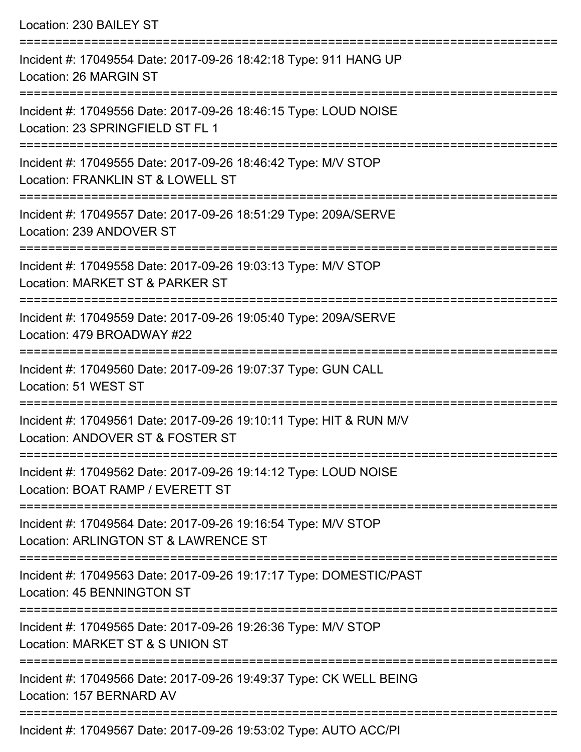Location: 230 BAILEY ST

===========================================================================

Incident #: 17049554 Date: 2017-09-26 18:42:18 Type: 911 HANG UP
Location: 26 MARGIN ST

===========================================================================

Incident #: 17049556 Date: 2017-09-26 18:46:15 Type: LOUD NOISE
Location: 23 SPRINGFIELD ST FL 1

===========================================================================

Incident #: 17049555 Date: 2017-09-26 18:46:42 Type: M/V STOP
Location: FRANKLIN ST & LOWELL ST

===========================================================================

Incident #: 17049557 Date: 2017-09-26 18:51:29 Type: 209A/SERVE
Location: 239 ANDOVER ST

===========================================================================

Incident #: 17049558 Date: 2017-09-26 19:03:13 Type: M/V STOP
Location: MARKET ST & PARKER ST

===========================================================================

Incident #: 17049559 Date: 2017-09-26 19:05:40 Type: 209A/SERVE
Location: 479 BROADWAY #22

===========================================================================

Incident #: 17049560 Date: 2017-09-26 19:07:37 Type: GUN CALL
Location: 51 WEST ST

===========================================================================

Incident #: 17049561 Date: 2017-09-26 19:10:11 Type: HIT & RUN M/V
Location: ANDOVER ST & FOSTER ST

===========================================================================

Incident #: 17049562 Date: 2017-09-26 19:14:12 Type: LOUD NOISE
Location: BOAT RAMP / EVERETT ST

===========================================================================

Incident #: 17049564 Date: 2017-09-26 19:16:54 Type: M/V STOP
Location: ARLINGTON ST & LAWRENCE ST

===========================================================================

Incident #: 17049563 Date: 2017-09-26 19:17:17 Type: DOMESTIC/PAST
Location: 45 BENNINGTON ST

===========================================================================

Incident #: 17049565 Date: 2017-09-26 19:26:36 Type: M/V STOP
Location: MARKET ST & S UNION ST

===========================================================================

Incident #: 17049566 Date: 2017-09-26 19:49:37 Type: CK WELL BEING
Location: 157 BERNARD AV

===========================================================================

Incident #: 17049567 Date: 2017-09-26 19:53:02 Type: AUTO ACC/PI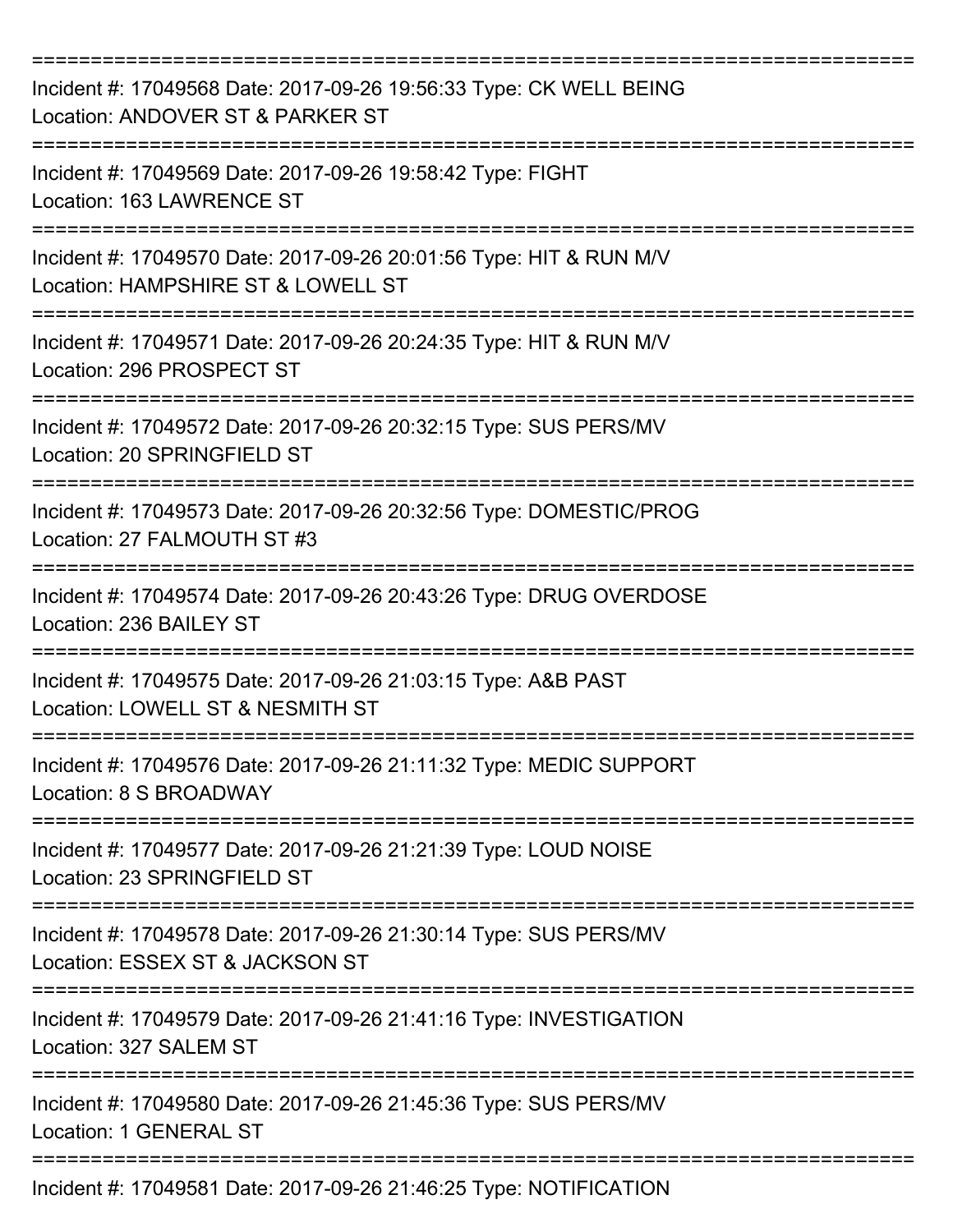===========================================================================

Incident #: 17049568 Date: 2017-09-26 19:56:33 Type: CK WELL BEING
Location: ANDOVER ST & PARKER ST

===========================================================================

Incident #: 17049569 Date: 2017-09-26 19:58:42 Type: FIGHT
Location: 163 LAWRENCE ST

===========================================================================

Incident #: 17049570 Date: 2017-09-26 20:01:56 Type: HIT & RUN M/V
Location: HAMPSHIRE ST & LOWELL ST

===========================================================================

Incident #: 17049571 Date: 2017-09-26 20:24:35 Type: HIT & RUN M/V
Location: 296 PROSPECT ST

===========================================================================

Incident #: 17049572 Date: 2017-09-26 20:32:15 Type: SUS PERS/MV
Location: 20 SPRINGFIELD ST

===========================================================================

Incident #: 17049573 Date: 2017-09-26 20:32:56 Type: DOMESTIC/PROG
Location: 27 FALMOUTH ST #3

===========================================================================

Incident #: 17049574 Date: 2017-09-26 20:43:26 Type: DRUG OVERDOSE
Location: 236 BAILEY ST

===========================================================================

Incident #: 17049575 Date: 2017-09-26 21:03:15 Type: A&B PAST
Location: LOWELL ST & NESMITH ST

===========================================================================

Incident #: 17049576 Date: 2017-09-26 21:11:32 Type: MEDIC SUPPORT
Location: 8 S BROADWAY

===========================================================================

Incident #: 17049577 Date: 2017-09-26 21:21:39 Type: LOUD NOISE
Location: 23 SPRINGFIELD ST

===========================================================================

Incident #: 17049578 Date: 2017-09-26 21:30:14 Type: SUS PERS/MV
Location: ESSEX ST & JACKSON ST

===========================================================================

Incident #: 17049579 Date: 2017-09-26 21:41:16 Type: INVESTIGATION
Location: 327 SALEM ST

===========================================================================

Incident #: 17049580 Date: 2017-09-26 21:45:36 Type: SUS PERS/MV
Location: 1 GENERAL ST

===========================================================================

Incident #: 17049581 Date: 2017-09-26 21:46:25 Type: NOTIFICATION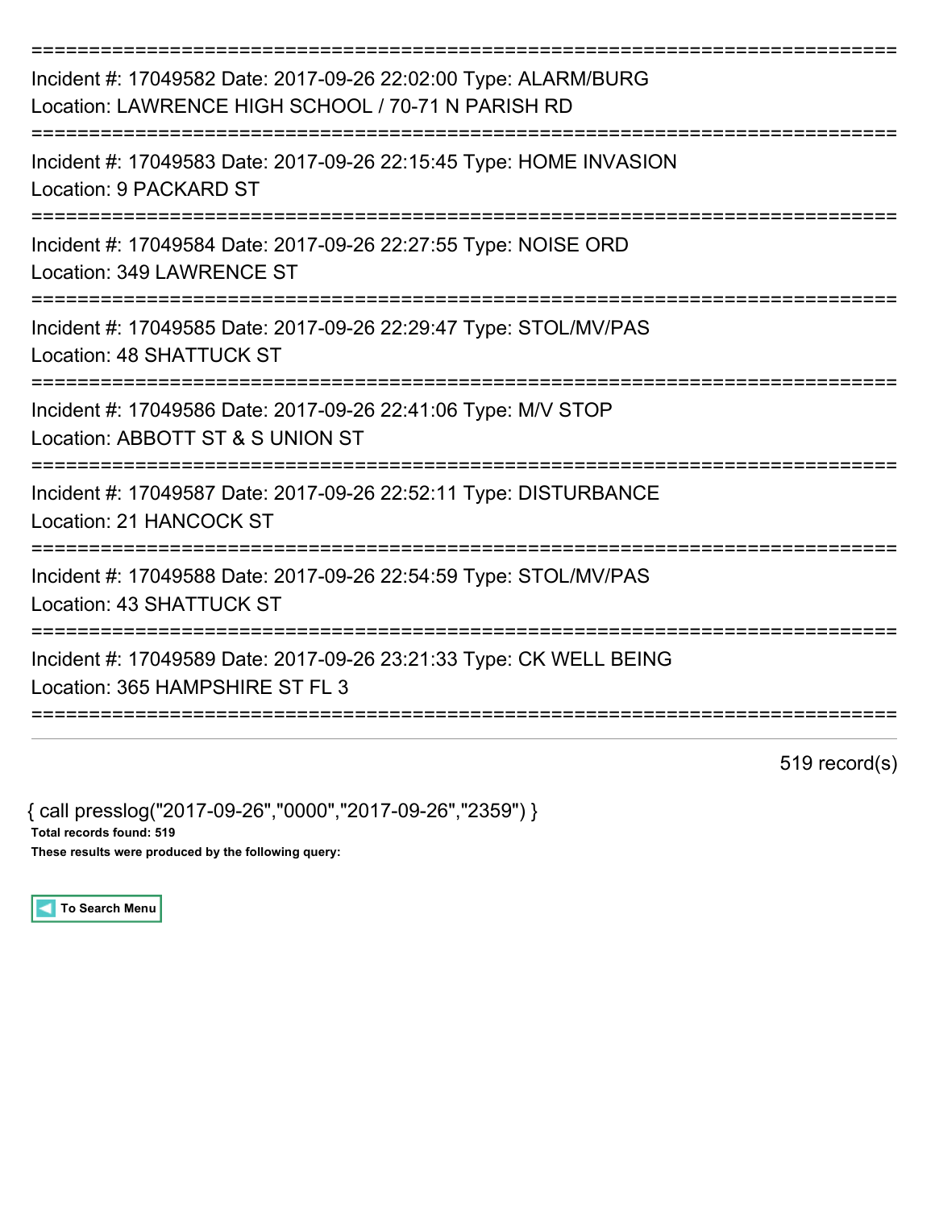===========================================================================

Incident #: 17049582 Date: 2017-09-26 22:02:00 Type: ALARM/BURG
Location: LAWRENCE HIGH SCHOOL / 70-71 N PARISH RD

===========================================================================

Incident #: 17049583 Date: 2017-09-26 22:15:45 Type: HOME INVASION
Location: 9 PACKARD ST

===========================================================================

Incident #: 17049584 Date: 2017-09-26 22:27:55 Type: NOISE ORD
Location: 349 LAWRENCE ST

===========================================================================

Incident #: 17049585 Date: 2017-09-26 22:29:47 Type: STOL/MV/PAS
Location: 48 SHATTUCK ST

===========================================================================

Incident #: 17049586 Date: 2017-09-26 22:41:06 Type: M/V STOP
Location: ABBOTT ST & S UNION ST

===========================================================================

Incident #: 17049587 Date: 2017-09-26 22:52:11 Type: DISTURBANCE
Location: 21 HANCOCK ST

===========================================================================

Incident #: 17049588 Date: 2017-09-26 22:54:59 Type: STOL/MV/PAS
Location: 43 SHATTUCK ST

===========================================================================

Incident #: 17049589 Date: 2017-09-26 23:21:33 Type: CK WELL BEING
Location: 365 HAMPSHIRE ST FL 3

===========================================================================

519 record(s)

{ call presslog("2017-09-26","0000","2017-09-26","2359") }

**Total records found: 519**

**These results were produced by the following query:**

To Search Menu